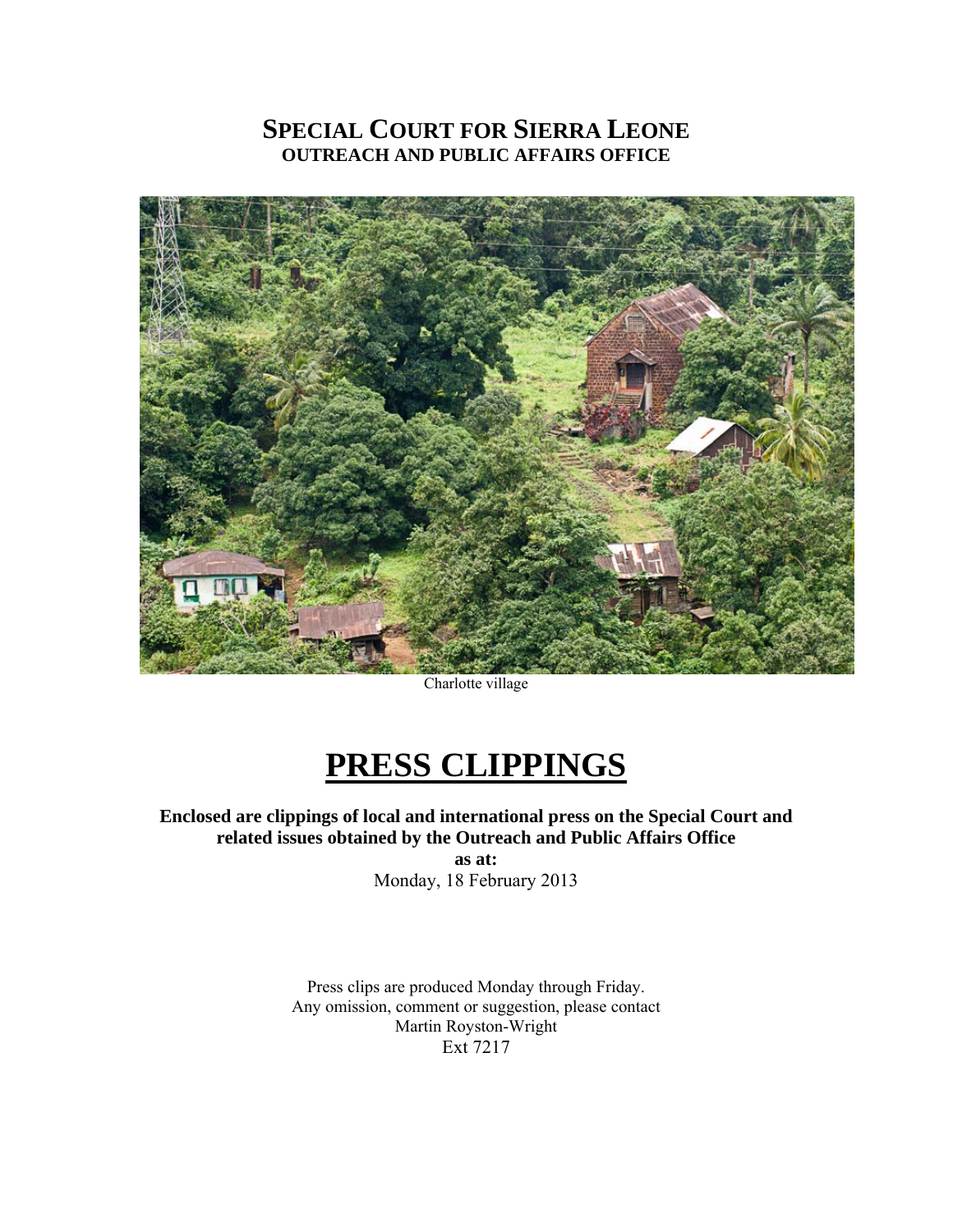# SPECIAL COURT FOR SIERRA LEONE
## OUTREACH AND PUBLIC AFFAIRS OFFICE

Charlotte village

# PRESS CLIPPINGS

**Enclosed are clippings of local and international press on the Special Court and related issues obtained by the Outreach and Public Affairs Office**

**as at:**

Monday, 18 February 2013

Press clips are produced Monday through Friday.
Any omission, comment or suggestion, please contact
Martin Royston-Wright
Ext 7217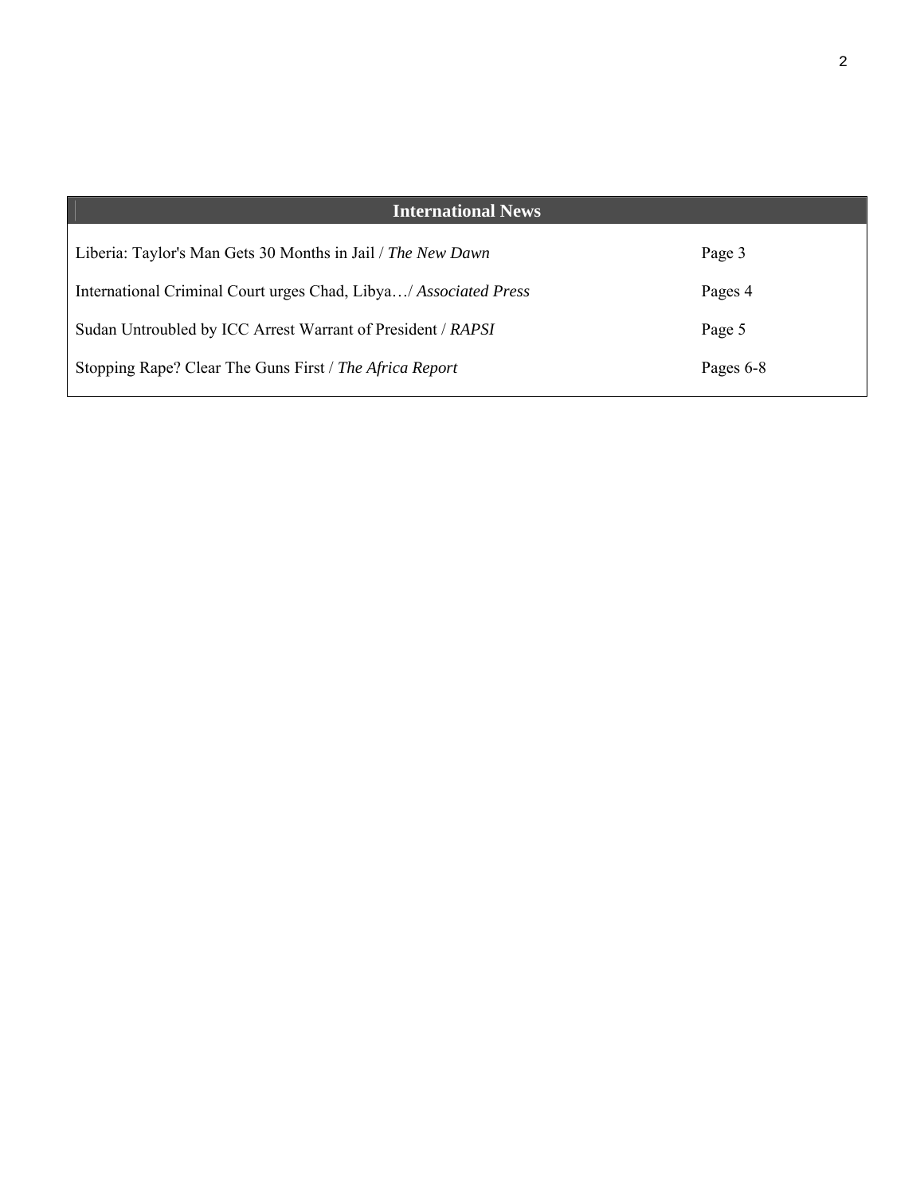## International News

| | |
|---|---|
| Liberia: Taylor's Man Gets 30 Months in Jail / *The New Dawn* | Page 3 |
| International Criminal Court urges Chad, Libya…/ *Associated Press* | Pages 4 |
| Sudan Untroubled by ICC Arrest Warrant of President / *RAPSI* | Page 5 |
| Stopping Rape? Clear The Guns First / *The Africa Report* | Pages 6-8 |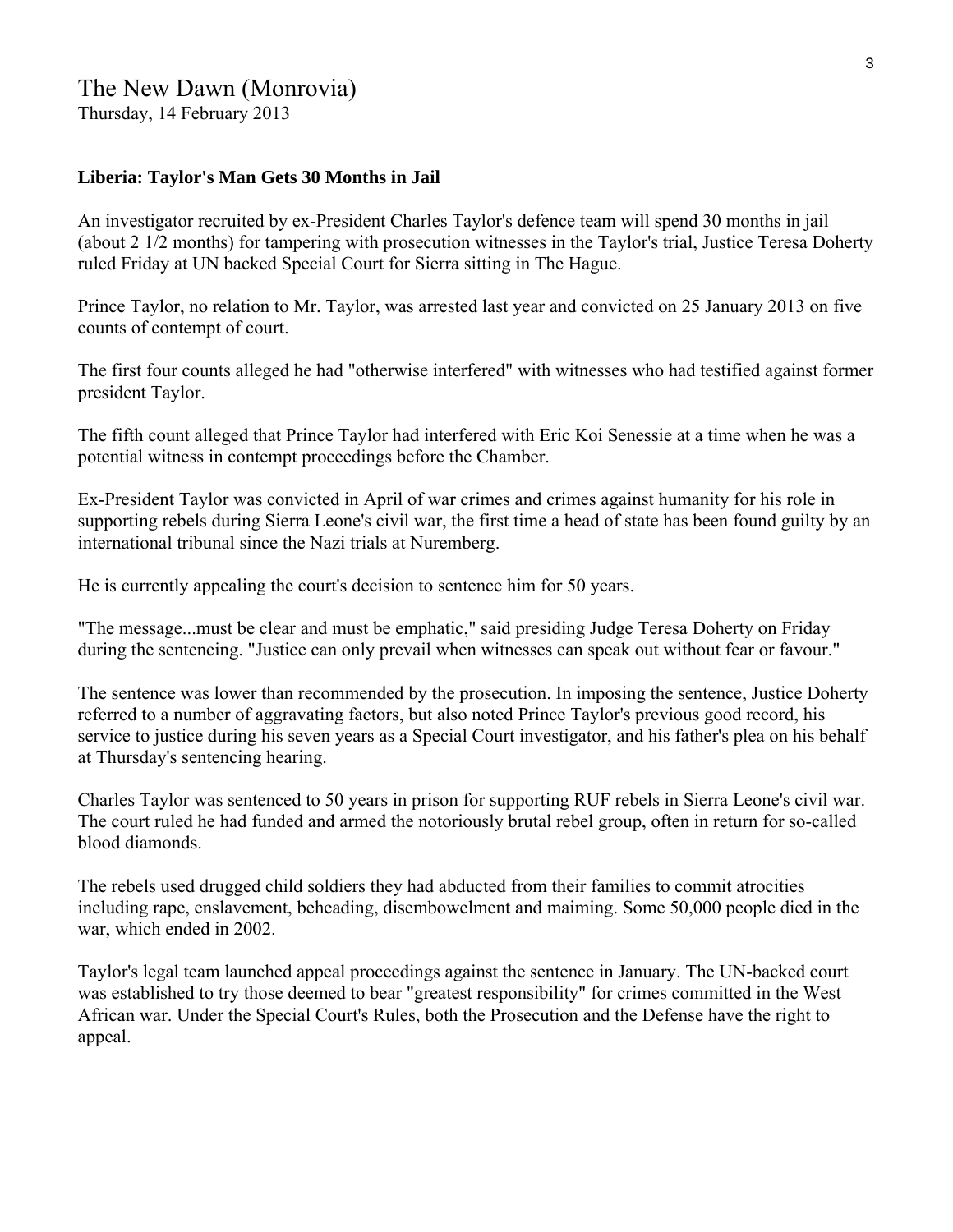The New Dawn (Monrovia)
Thursday, 14 February 2013

**Liberia: Taylor's Man Gets 30 Months in Jail**

An investigator recruited by ex-President Charles Taylor's defence team will spend 30 months in jail (about 2 1/2 months) for tampering with prosecution witnesses in the Taylor's trial, Justice Teresa Doherty ruled Friday at UN backed Special Court for Sierra sitting in The Hague.

Prince Taylor, no relation to Mr. Taylor, was arrested last year and convicted on 25 January 2013 on five counts of contempt of court.

The first four counts alleged he had "otherwise interfered" with witnesses who had testified against former president Taylor.

The fifth count alleged that Prince Taylor had interfered with Eric Koi Senessie at a time when he was a potential witness in contempt proceedings before the Chamber.

Ex-President Taylor was convicted in April of war crimes and crimes against humanity for his role in supporting rebels during Sierra Leone's civil war, the first time a head of state has been found guilty by an international tribunal since the Nazi trials at Nuremberg.

He is currently appealing the court's decision to sentence him for 50 years.

"The message...must be clear and must be emphatic," said presiding Judge Teresa Doherty on Friday during the sentencing. "Justice can only prevail when witnesses can speak out without fear or favour."

The sentence was lower than recommended by the prosecution. In imposing the sentence, Justice Doherty referred to a number of aggravating factors, but also noted Prince Taylor's previous good record, his service to justice during his seven years as a Special Court investigator, and his father's plea on his behalf at Thursday's sentencing hearing.

Charles Taylor was sentenced to 50 years in prison for supporting RUF rebels in Sierra Leone's civil war. The court ruled he had funded and armed the notoriously brutal rebel group, often in return for so-called blood diamonds.

The rebels used drugged child soldiers they had abducted from their families to commit atrocities including rape, enslavement, beheading, disembowelment and maiming. Some 50,000 people died in the war, which ended in 2002.

Taylor's legal team launched appeal proceedings against the sentence in January. The UN-backed court was established to try those deemed to bear "greatest responsibility" for crimes committed in the West African war. Under the Special Court's Rules, both the Prosecution and the Defense have the right to appeal.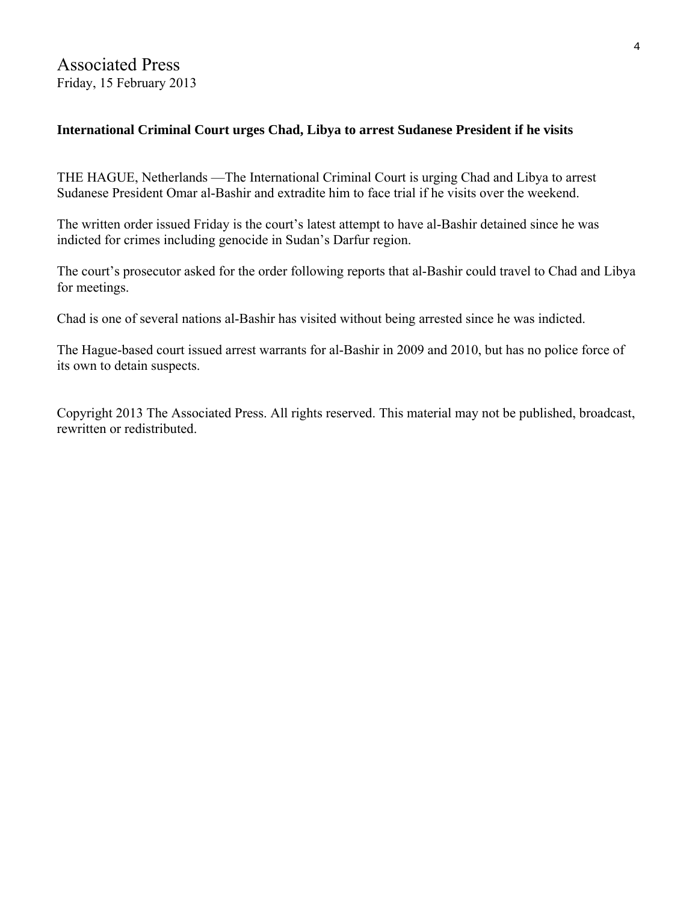# Associated Press

Friday, 15 February 2013

**International Criminal Court urges Chad, Libya to arrest Sudanese President if he visits**

THE HAGUE, Netherlands —The International Criminal Court is urging Chad and Libya to arrest Sudanese President Omar al-Bashir and extradite him to face trial if he visits over the weekend.

The written order issued Friday is the court's latest attempt to have al-Bashir detained since he was indicted for crimes including genocide in Sudan's Darfur region.

The court's prosecutor asked for the order following reports that al-Bashir could travel to Chad and Libya for meetings.

Chad is one of several nations al-Bashir has visited without being arrested since he was indicted.

The Hague-based court issued arrest warrants for al-Bashir in 2009 and 2010, but has no police force of its own to detain suspects.

Copyright 2013 The Associated Press. All rights reserved. This material may not be published, broadcast, rewritten or redistributed.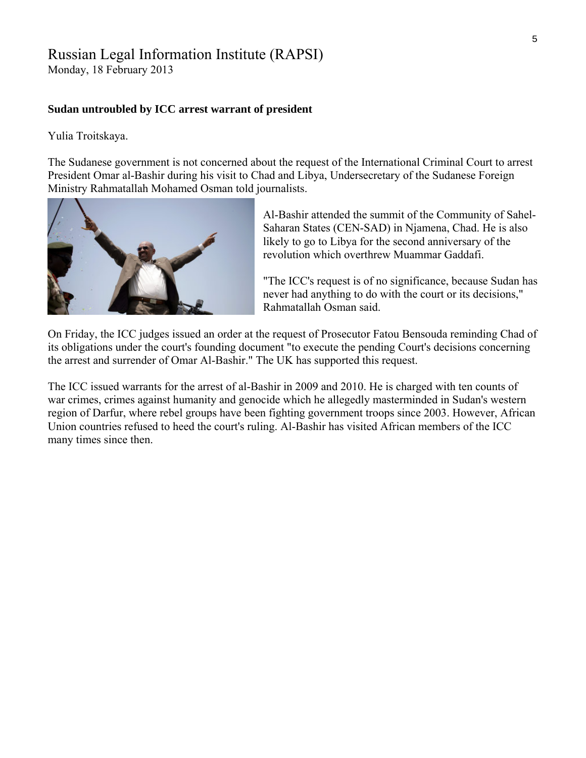Russian Legal Information Institute (RAPSI)
Monday, 18 February 2013

**Sudan untroubled by ICC arrest warrant of president**

Yulia Troitskaya.

The Sudanese government is not concerned about the request of the International Criminal Court to arrest President Omar al-Bashir during his visit to Chad and Libya, Undersecretary of the Sudanese Foreign Ministry Rahmatallah Mohamed Osman told journalists.

Al-Bashir attended the summit of the Community of Sahel-Saharan States (CEN-SAD) in Njamena, Chad. He is also likely to go to Libya for the second anniversary of the revolution which overthrew Muammar Gaddafi.

"The ICC's request is of no significance, because Sudan has never had anything to do with the court or its decisions," Rahmatallah Osman said.

On Friday, the ICC judges issued an order at the request of Prosecutor Fatou Bensouda reminding Chad of its obligations under the court's founding document "to execute the pending Court's decisions concerning the arrest and surrender of Omar Al-Bashir." The UK has supported this request.

The ICC issued warrants for the arrest of al-Bashir in 2009 and 2010. He is charged with ten counts of war crimes, crimes against humanity and genocide which he allegedly masterminded in Sudan's western region of Darfur, where rebel groups have been fighting government troops since 2003. However, African Union countries refused to heed the court's ruling. Al-Bashir has visited African members of the ICC many times since then.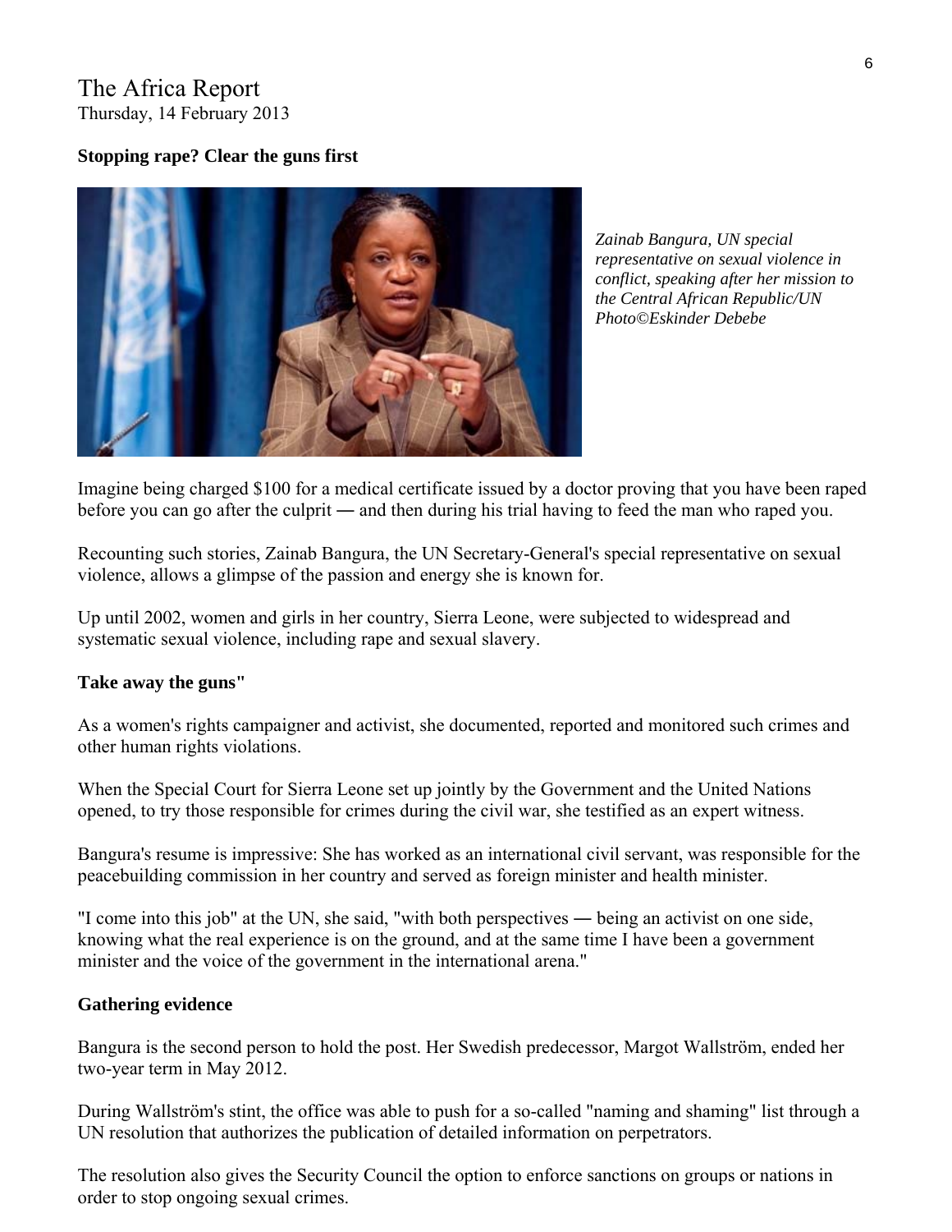The Africa Report
Thursday, 14 February 2013

**Stopping rape? Clear the guns first**

*Zainab Bangura, UN special representative on sexual violence in conflict, speaking after her mission to the Central African Republic/UN Photo©Eskinder Debebe*

Imagine being charged $100 for a medical certificate issued by a doctor proving that you have been raped before you can go after the culprit ― and then during his trial having to feed the man who raped you.

Recounting such stories, Zainab Bangura, the UN Secretary-General's special representative on sexual violence, allows a glimpse of the passion and energy she is known for.

Up until 2002, women and girls in her country, Sierra Leone, were subjected to widespread and systematic sexual violence, including rape and sexual slavery.

**Take away the guns"**

As a women's rights campaigner and activist, she documented, reported and monitored such crimes and other human rights violations.

When the Special Court for Sierra Leone set up jointly by the Government and the United Nations opened, to try those responsible for crimes during the civil war, she testified as an expert witness.

Bangura's resume is impressive: She has worked as an international civil servant, was responsible for the peacebuilding commission in her country and served as foreign minister and health minister.

"I come into this job" at the UN, she said, "with both perspectives ― being an activist on one side, knowing what the real experience is on the ground, and at the same time I have been a government minister and the voice of the government in the international arena."

**Gathering evidence**

Bangura is the second person to hold the post. Her Swedish predecessor, Margot Wallström, ended her two-year term in May 2012.

During Wallström's stint, the office was able to push for a so-called "naming and shaming" list through a UN resolution that authorizes the publication of detailed information on perpetrators.

The resolution also gives the Security Council the option to enforce sanctions on groups or nations in order to stop ongoing sexual crimes.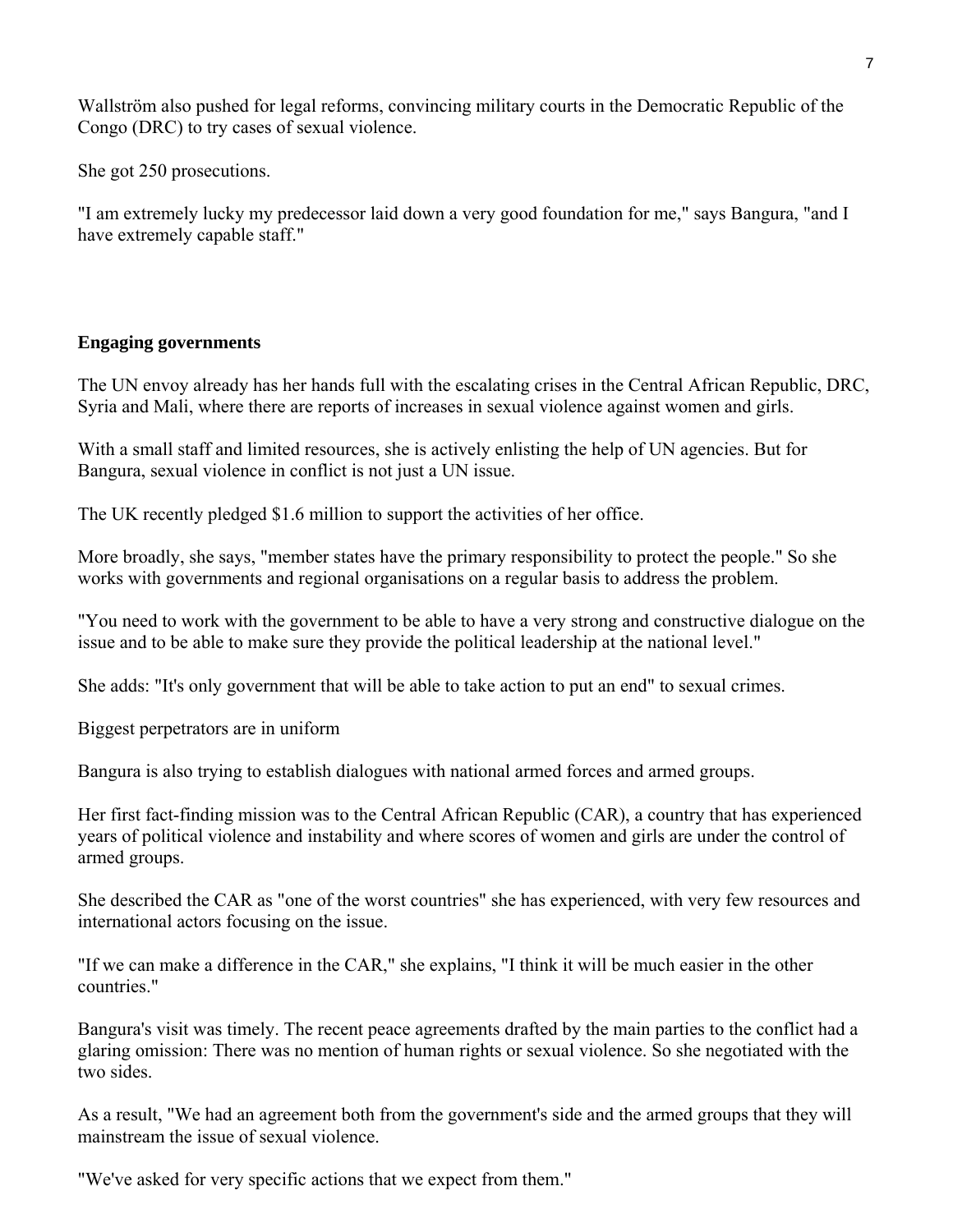Wallström also pushed for legal reforms, convincing military courts in the Democratic Republic of the Congo (DRC) to try cases of sexual violence.

She got 250 prosecutions.

"I am extremely lucky my predecessor laid down a very good foundation for me," says Bangura, "and I have extremely capable staff."

**Engaging governments**

The UN envoy already has her hands full with the escalating crises in the Central African Republic, DRC, Syria and Mali, where there are reports of increases in sexual violence against women and girls.

With a small staff and limited resources, she is actively enlisting the help of UN agencies. But for Bangura, sexual violence in conflict is not just a UN issue.

The UK recently pledged $1.6 million to support the activities of her office.

More broadly, she says, "member states have the primary responsibility to protect the people." So she works with governments and regional organisations on a regular basis to address the problem.

"You need to work with the government to be able to have a very strong and constructive dialogue on the issue and to be able to make sure they provide the political leadership at the national level."

She adds: "It's only government that will be able to take action to put an end" to sexual crimes.

Biggest perpetrators are in uniform

Bangura is also trying to establish dialogues with national armed forces and armed groups.

Her first fact-finding mission was to the Central African Republic (CAR), a country that has experienced years of political violence and instability and where scores of women and girls are under the control of armed groups.

She described the CAR as "one of the worst countries" she has experienced, with very few resources and international actors focusing on the issue.

"If we can make a difference in the CAR," she explains, "I think it will be much easier in the other countries."

Bangura's visit was timely. The recent peace agreements drafted by the main parties to the conflict had a glaring omission: There was no mention of human rights or sexual violence. So she negotiated with the two sides.

As a result, "We had an agreement both from the government's side and the armed groups that they will mainstream the issue of sexual violence.

"We've asked for very specific actions that we expect from them."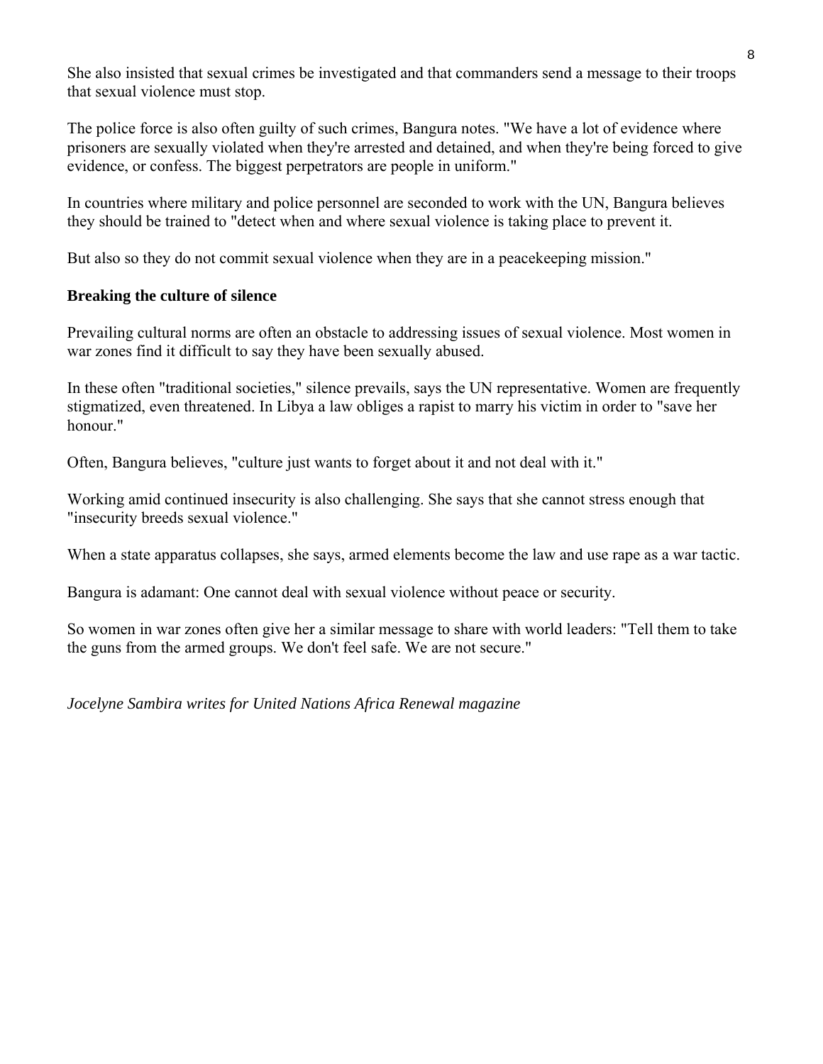She also insisted that sexual crimes be investigated and that commanders send a message to their troops that sexual violence must stop.

The police force is also often guilty of such crimes, Bangura notes. "We have a lot of evidence where prisoners are sexually violated when they're arrested and detained, and when they're being forced to give evidence, or confess. The biggest perpetrators are people in uniform."

In countries where military and police personnel are seconded to work with the UN, Bangura believes they should be trained to "detect when and where sexual violence is taking place to prevent it.

But also so they do not commit sexual violence when they are in a peacekeeping mission."

**Breaking the culture of silence**

Prevailing cultural norms are often an obstacle to addressing issues of sexual violence. Most women in war zones find it difficult to say they have been sexually abused.

In these often "traditional societies," silence prevails, says the UN representative. Women are frequently stigmatized, even threatened. In Libya a law obliges a rapist to marry his victim in order to "save her honour."

Often, Bangura believes, "culture just wants to forget about it and not deal with it."

Working amid continued insecurity is also challenging. She says that she cannot stress enough that "insecurity breeds sexual violence."

When a state apparatus collapses, she says, armed elements become the law and use rape as a war tactic.

Bangura is adamant: One cannot deal with sexual violence without peace or security.

So women in war zones often give her a similar message to share with world leaders: "Tell them to take the guns from the armed groups. We don't feel safe. We are not secure."

*Jocelyne Sambira writes for United Nations Africa Renewal magazine*